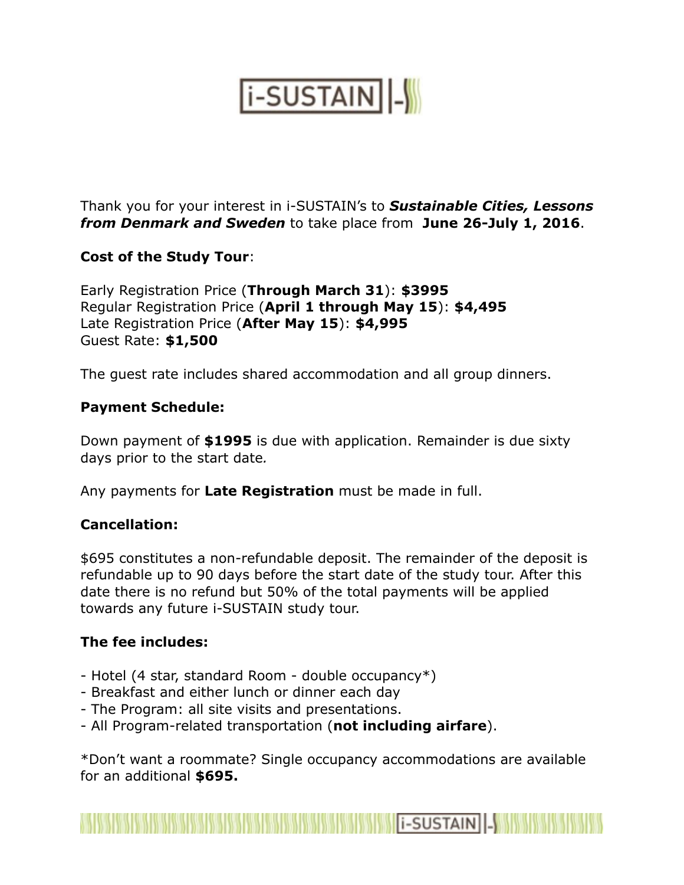Thank you for your interest in i-SUSTAIN's to ***Sustainable Cities, Lessons from Denmark and Sweden*** to take place from **June 26-July 1, 2016**.

**Cost of the Study Tour**:

Early Registration Price (**Through March 31**): **$3995**
Regular Registration Price (**April 1 through May 15**): **$4,495**
Late Registration Price (**After May 15**): **$4,995**
Guest Rate: **$1,500**

The guest rate includes shared accommodation and all group dinners.

**Payment Schedule:**

Down payment of **$1995** is due with application. Remainder is due sixty days prior to the start date.

Any payments for **Late Registration** must be made in full.

**Cancellation:**

$695 constitutes a non-refundable deposit. The remainder of the deposit is refundable up to 90 days before the start date of the study tour. After this date there is no refund but 50% of the total payments will be applied towards any future i-SUSTAIN study tour.

**The fee includes:**

- Hotel (4 star, standard Room - double occupancy*)
- Breakfast and either lunch or dinner each day
- The Program: all site visits and presentations.
- All Program-related transportation (**not including airfare**).

*Don't want a roommate? Single occupancy accommodations are available for an additional **$695.**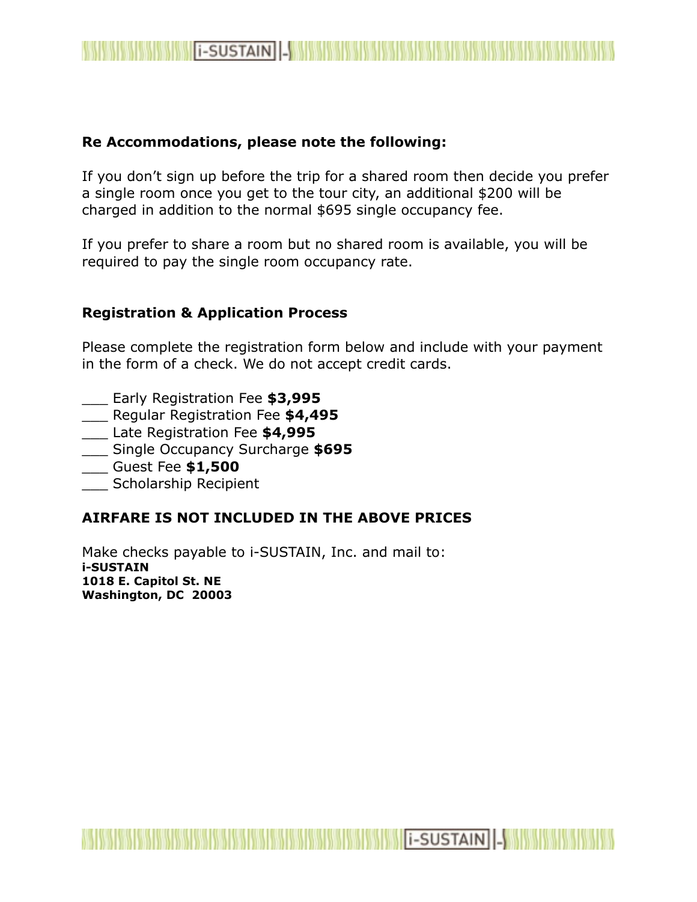**Re Accommodations, please note the following:**

If you don't sign up before the trip for a shared room then decide you prefer a single room once you get to the tour city, an additional $200 will be charged in addition to the normal $695 single occupancy fee.

If you prefer to share a room but no shared room is available, you will be required to pay the single room occupancy rate.

**Registration & Application Process**

Please complete the registration form below and include with your payment in the form of a check. We do not accept credit cards.

___ Early Registration Fee **$3,995**
___ Regular Registration Fee **$4,495**
___ Late Registration Fee **$4,995**
___ Single Occupancy Surcharge **$695**
___ Guest Fee **$1,500**
___ Scholarship Recipient

**AIRFARE IS NOT INCLUDED IN THE ABOVE PRICES**

Make checks payable to i-SUSTAIN, Inc. and mail to:
**i-SUSTAIN**
**1018 E. Capitol St. NE**
**Washington, DC 20003**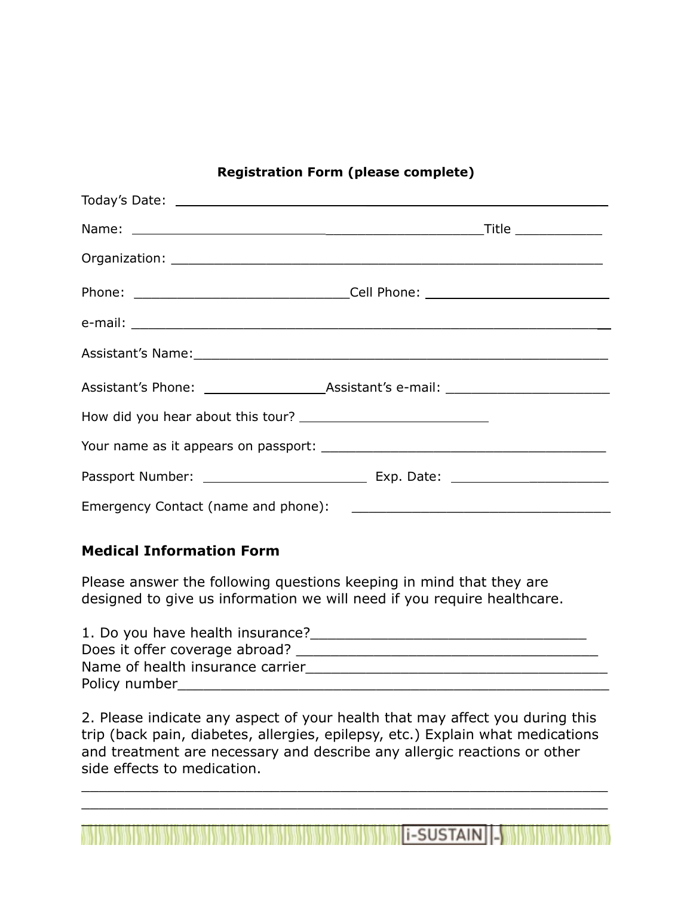**Registration Form (please complete)**

Today's Date: ______________________________________________

Name: ______________________________________________ Title ___________

Organization: ______________________________________________

Phone: ___________________________ Cell Phone: ___________________________

e-mail: ______________________________________________

Assistant's Name: ______________________________________________

Assistant's Phone: ________________ Assistant's e-mail: ______________________

How did you hear about this tour? _________________________

Your name as it appears on passport: ____________________________________

Passport Number: _____________________ Exp. Date: _____________________

Emergency Contact (name and phone): _________________________________

## Medical Information Form

Please answer the following questions keeping in mind that they are designed to give us information we will need if you require healthcare.

1. Do you have health insurance? _________________________________
Does it offer coverage abroad? ____________________________________
Name of health insurance carrier ____________________________________
Policy number ______________________________________________

2. Please indicate any aspect of your health that may affect you during this trip (back pain, diabetes, allergies, epilepsy, etc.) Explain what medications and treatment are necessary and describe any allergic reactions or other side effects to medication.

______________________________________________________________
______________________________________________________________
______________________________________________________________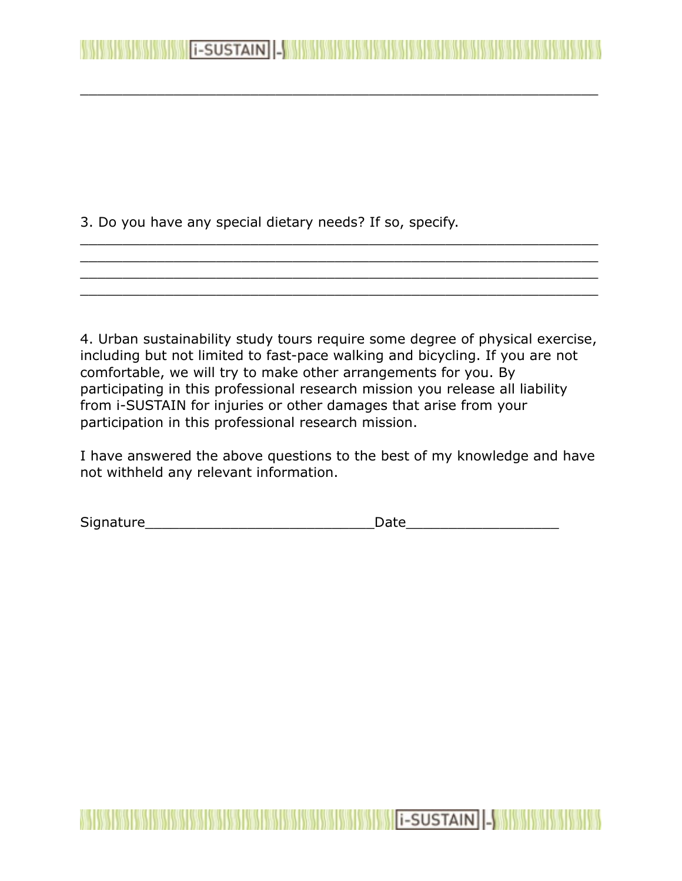___________________________________________________________

3. Do you have any special dietary needs? If so, specify.

___________________________________________________________
___________________________________________________________
___________________________________________________________
___________________________________________________________

4. Urban sustainability study tours require some degree of physical exercise, including but not limited to fast-pace walking and bicycling. If you are not comfortable, we will try to make other arrangements for you. By participating in this professional research mission you release all liability from i-SUSTAIN for injuries or other damages that arise from your participation in this professional research mission.

I have answered the above questions to the best of my knowledge and have not withheld any relevant information.

Signature___________________________Date__________________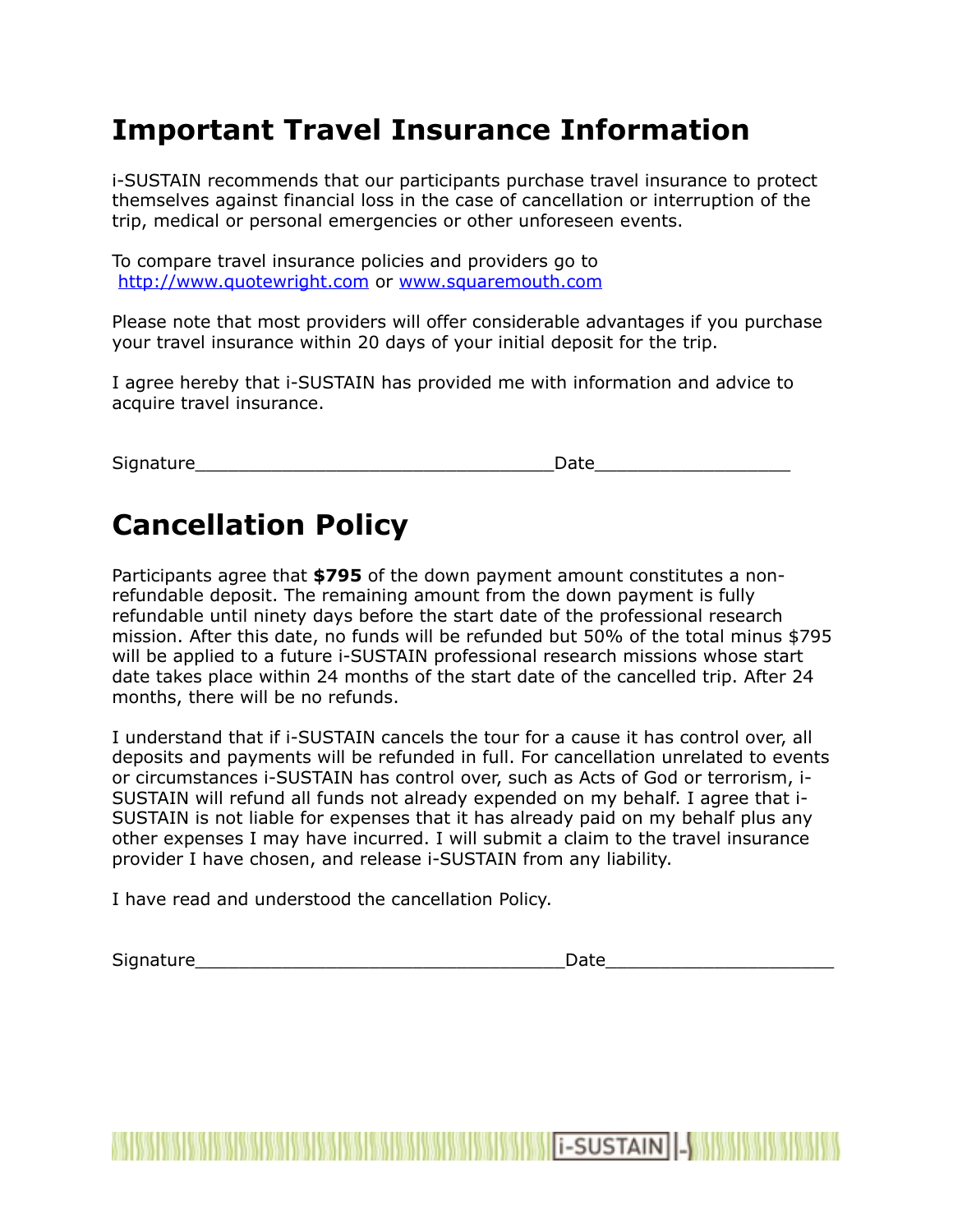# Important Travel Insurance Information

i-SUSTAIN recommends that our participants purchase travel insurance to protect themselves against financial loss in the case of cancellation or interruption of the trip, medical or personal emergencies or other unforeseen events.

To compare travel insurance policies and providers go to http://www.quotewright.com or www.squaremouth.com

Please note that most providers will offer considerable advantages if you purchase your travel insurance within 20 days of your initial deposit for the trip.

I agree hereby that i-SUSTAIN has provided me with information and advice to acquire travel insurance.

Signature_________________________________Date__________________

# Cancellation Policy

Participants agree that **$795** of the down payment amount constitutes a non-refundable deposit. The remaining amount from the down payment is fully refundable until ninety days before the start date of the professional research mission. After this date, no funds will be refunded but 50% of the total minus $795 will be applied to a future i-SUSTAIN professional research missions whose start date takes place within 24 months of the start date of the cancelled trip. After 24 months, there will be no refunds.

I understand that if i-SUSTAIN cancels the tour for a cause it has control over, all deposits and payments will be refunded in full. For cancellation unrelated to events or circumstances i-SUSTAIN has control over, such as Acts of God or terrorism, i-SUSTAIN will refund all funds not already expended on my behalf. I agree that i-SUSTAIN is not liable for expenses that it has already paid on my behalf plus any other expenses I may have incurred. I will submit a claim to the travel insurance provider I have chosen, and release i-SUSTAIN from any liability.

I have read and understood the cancellation Policy.

Signature__________________________________Date_____________________